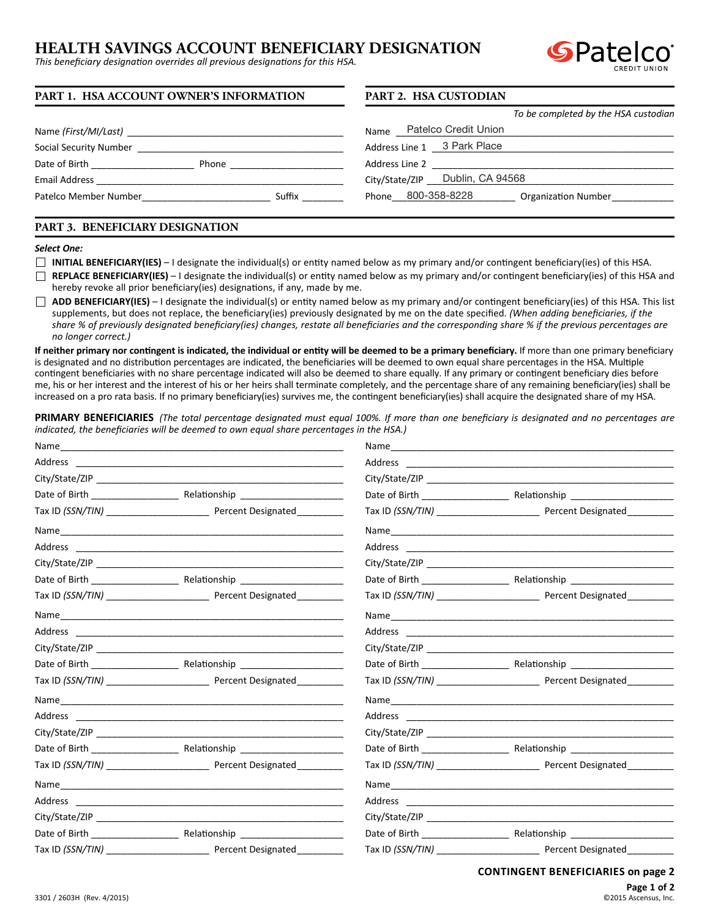# HEALTH SAVINGS ACCOUNT BENEFICIARY DESIGNATION

*This beneficiary designation overrides all previous designations for this HSA.*

Patelco CREDIT UNION

## PART 1. HSA ACCOUNT OWNER'S INFORMATION

Name *(First/MI/Last)* ________________________________________

Social Security Number ________________________________________

Date of Birth ___________________ Phone ______________________

Email Address ________________________________________________

Patelco Member Number________________________ Suffix ________

## PART 2. HSA CUSTODIAN

*To be completed by the HSA custodian*

Name Patelco Credit Union

Address Line 1 3 Park Place

Address Line 2 ______________________________________________

City/State/ZIP Dublin, CA 94568

Phone 800-358-8228 Organization Number____________

## PART 3. BENEFICIARY DESIGNATION

***Select One:***

☐ **INITIAL BENEFICIARY(IES)** – I designate the individual(s) or entity named below as my primary and/or contingent beneficiary(ies) of this HSA.

☐ **REPLACE BENEFICIARY(IES)** – I designate the individual(s) or entity named below as my primary and/or contingent beneficiary(ies) of this HSA and hereby revoke all prior beneficiary(ies) designations, if any, made by me.

☐ **ADD BENEFICIARY(IES)** – I designate the individual(s) or entity named below as my primary and/or contingent beneficiary(ies) of this HSA. This list supplements, but does not replace, the beneficiary(ies) previously designated by me on the date specified. *(When adding beneficiaries, if the share % of previously designated beneficiary(ies) changes, restate all beneficiaries and the corresponding share % if the previous percentages are no longer correct.)*

**If neither primary nor contingent is indicated, the individual or entity will be deemed to be a primary beneficiary.** If more than one primary beneficiary is designated and no distribution percentages are indicated, the beneficiaries will be deemed to own equal share percentages in the HSA. Multiple contingent beneficiaries with no share percentage indicated will also be deemed to share equally. If any primary or contingent beneficiary dies before me, his or her interest and the interest of his or her heirs shall terminate completely, and the percentage share of any remaining beneficiary(ies) shall be increased on a pro rata basis. If no primary beneficiary(ies) survives me, the contingent beneficiary(ies) shall acquire the designated share of my HSA.

**PRIMARY BENEFICIARIES** *(The total percentage designated must equal 100%. If more than one beneficiary is designated and no percentages are indicated, the beneficiaries will be deemed to own equal share percentages in the HSA.)*

Name_____________________________________________

Address ___________________________________________

City/State/ZIP ______________________________________

Date of Birth ________________ Relationship ___________________

Tax ID *(SSN/TIN)* ___________________ Percent Designated_________

Name_____________________________________________

Address ___________________________________________

City/State/ZIP ______________________________________

Date of Birth ________________ Relationship ___________________

Tax ID *(SSN/TIN)* ___________________ Percent Designated_________

Name_____________________________________________

Address ___________________________________________

City/State/ZIP ______________________________________

Date of Birth ________________ Relationship ___________________

Tax ID *(SSN/TIN)* ___________________ Percent Designated_________

Name_____________________________________________

Address ___________________________________________

City/State/ZIP ______________________________________

Date of Birth ________________ Relationship ___________________

Tax ID *(SSN/TIN)* ___________________ Percent Designated_________

Name_____________________________________________

Address ___________________________________________

City/State/ZIP ______________________________________

Date of Birth ________________ Relationship ___________________

Tax ID *(SSN/TIN)* ___________________ Percent Designated_________

Name_____________________________________________

Address ___________________________________________

City/State/ZIP ______________________________________

Date of Birth ________________ Relationship ___________________

Tax ID *(SSN/TIN)* ___________________ Percent Designated_________

Name_____________________________________________

Address ___________________________________________

City/State/ZIP ______________________________________

Date of Birth ________________ Relationship ___________________

Tax ID *(SSN/TIN)* ___________________ Percent Designated_________

Name_____________________________________________

Address ___________________________________________

City/State/ZIP ______________________________________

Date of Birth ________________ Relationship ___________________

Tax ID *(SSN/TIN)* ___________________ Percent Designated_________

Name_____________________________________________

Address ___________________________________________

City/State/ZIP ______________________________________

Date of Birth ________________ Relationship ___________________

Tax ID *(SSN/TIN)* ___________________ Percent Designated_________

Name_____________________________________________

Address ___________________________________________

City/State/ZIP ______________________________________

Date of Birth ________________ Relationship ___________________

Tax ID *(SSN/TIN)* ___________________ Percent Designated_________

**CONTINGENT BENEFICIARIES on page 2**

3301 / 2603H (Rev. 4/2015)

©2015 Ascensus, Inc.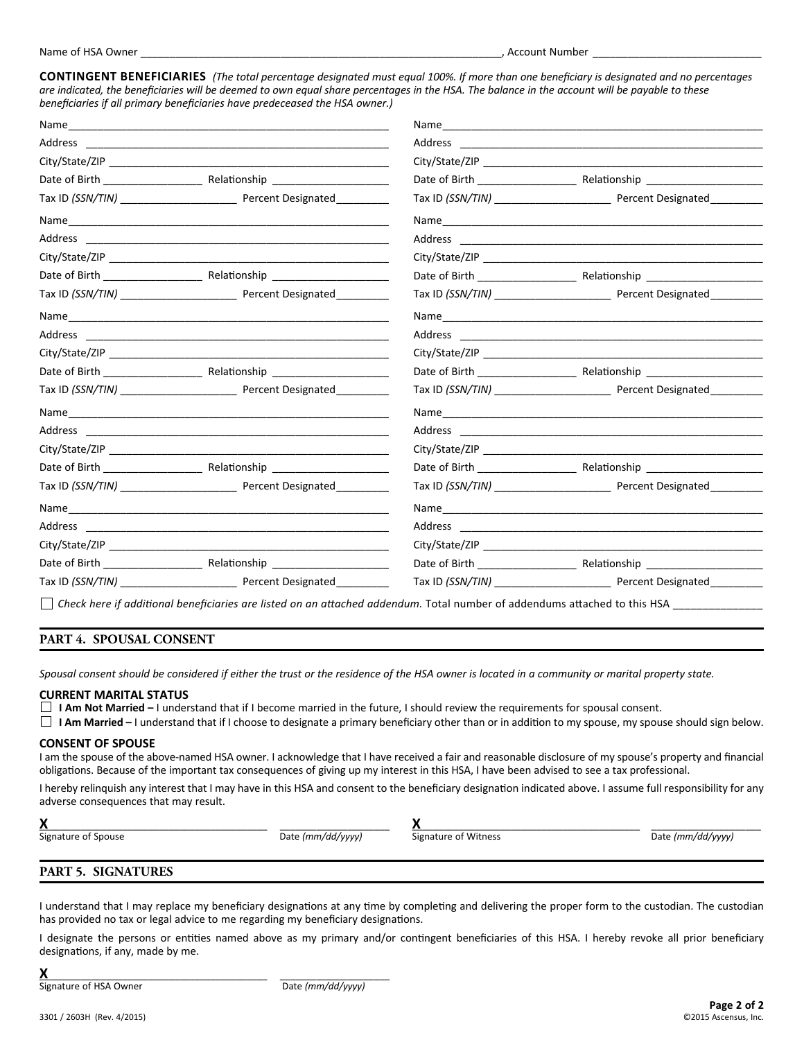Name of HSA Owner ______________________________, Account Number ______________________________

**CONTINGENT BENEFICIARIES** *(The total percentage designated must equal 100%. If more than one beneficiary is designated and no percentages are indicated, the beneficiaries will be deemed to own equal share percentages in the HSA. The balance in the account will be payable to these beneficiaries if all primary beneficiaries have predeceased the HSA owner.)*

Name______________________________
Address ______________________________
City/State/ZIP ______________________________
Date of Birth ______________ Relationship ______________
Tax ID *(SSN/TIN)* ______________ Percent Designated________

Name______________________________
Address ______________________________
City/State/ZIP ______________________________
Date of Birth ______________ Relationship ______________
Tax ID *(SSN/TIN)* ______________ Percent Designated________

Name______________________________
Address ______________________________
City/State/ZIP ______________________________
Date of Birth ______________ Relationship ______________
Tax ID *(SSN/TIN)* ______________ Percent Designated________

Name______________________________
Address ______________________________
City/State/ZIP ______________________________
Date of Birth ______________ Relationship ______________
Tax ID *(SSN/TIN)* ______________ Percent Designated________

Name______________________________
Address ______________________________
City/State/ZIP ______________________________
Date of Birth ______________ Relationship ______________
Tax ID *(SSN/TIN)* ______________ Percent Designated________

Name______________________________
Address ______________________________
City/State/ZIP ______________________________
Date of Birth ______________ Relationship ______________
Tax ID *(SSN/TIN)* ______________ Percent Designated________

Name______________________________
Address ______________________________
City/State/ZIP ______________________________
Date of Birth ______________ Relationship ______________
Tax ID *(SSN/TIN)* ______________ Percent Designated________

Name______________________________
Address ______________________________
City/State/ZIP ______________________________
Date of Birth ______________ Relationship ______________
Tax ID *(SSN/TIN)* ______________ Percent Designated________

Name______________________________
Address ______________________________
City/State/ZIP ______________________________
Date of Birth ______________ Relationship ______________
Tax ID *(SSN/TIN)* ______________ Percent Designated________

Name______________________________
Address ______________________________
City/State/ZIP ______________________________
Date of Birth ______________ Relationship ______________
Tax ID *(SSN/TIN)* ______________ Percent Designated________

☐ *Check here if additional beneficiaries are listed on an attached addendum.* Total number of addendums attached to this HSA ______________

## PART 4. SPOUSAL CONSENT

*Spousal consent should be considered if either the trust or the residence of the HSA owner is located in a community or marital property state.*

**CURRENT MARITAL STATUS**

☐ **I Am Not Married –** I understand that if I become married in the future, I should review the requirements for spousal consent.

☐ **I Am Married –** I understand that if I choose to designate a primary beneficiary other than or in addition to my spouse, my spouse should sign below.

**CONSENT OF SPOUSE**

I am the spouse of the above-named HSA owner. I acknowledge that I have received a fair and reasonable disclosure of my spouse's property and financial obligations. Because of the important tax consequences of giving up my interest in this HSA, I have been advised to see a tax professional.

I hereby relinquish any interest that I may have in this HSA and consent to the beneficiary designation indicated above. I assume full responsibility for any adverse consequences that may result.

**X**______________________________ ______________
Signature of Spouse Date *(mm/dd/yyyy)*

**X**______________________________ ______________
Signature of Witness Date *(mm/dd/yyyy)*

## PART 5. SIGNATURES

I understand that I may replace my beneficiary designations at any time by completing and delivering the proper form to the custodian. The custodian has provided no tax or legal advice to me regarding my beneficiary designations.

I designate the persons or entities named above as my primary and/or contingent beneficiaries of this HSA. I hereby revoke all prior beneficiary designations, if any, made by me.

**X**______________________________ ______________
Signature of HSA Owner Date *(mm/dd/yyyy)*

3301 / 2603H (Rev. 4/2015)

©2015 Ascensus, Inc.